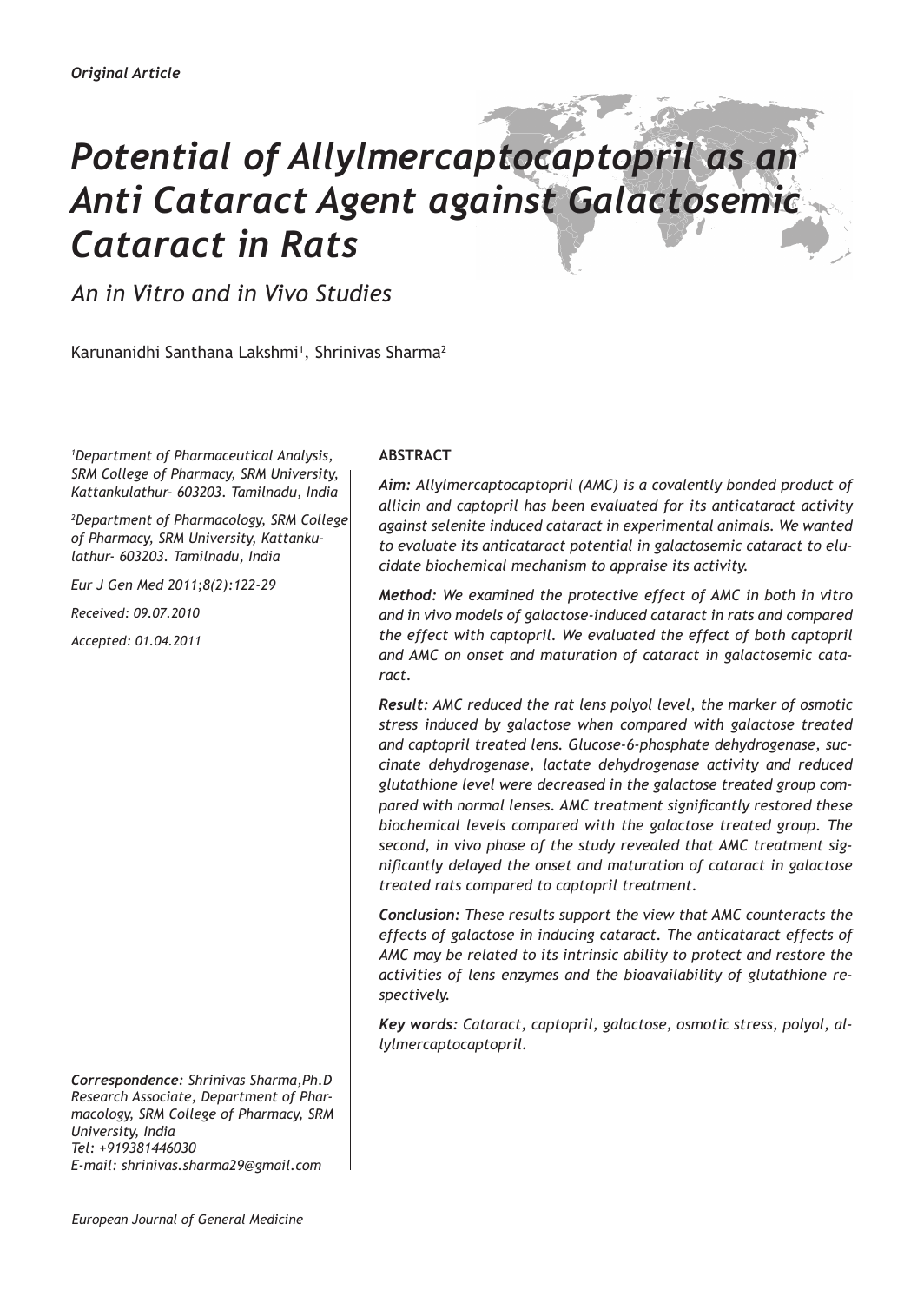*Original Article*

# *Potential of Allylmercaptocaptopril as an Anti Cataract Agent against Galactosemic Cataract in Rats*

*An in Vitro and in Vivo Studies*

Karunanidhi Santhana Lakshmi[1], Shrinivas Sharma[2]

[1]*Department of Pharmaceutical Analysis, SRM College of Pharmacy, SRM University, Kattankulathur- 603203. Tamilnadu, India*

[2]*Department of Pharmacology, SRM College of Pharmacy, SRM University, Kattankulathur- 603203. Tamilnadu, India*

*Eur J Gen Med 2011;8(2):122-29*

*Received: 09.07.2010*

*Accepted: 01.04.2011*

**ABSTRACT**

***Aim:*** *Allylmercaptocaptopril (AMC) is a covalently bonded product of allicin and captopril has been evaluated for its anticataract activity against selenite induced cataract in experimental animals. We wanted to evaluate its anticataract potential in galactosemic cataract to elucidate biochemical mechanism to appraise its activity.*

***Method:*** *We examined the protective effect of AMC in both in vitro and in vivo models of galactose-induced cataract in rats and compared the effect with captopril. We evaluated the effect of both captopril and AMC on onset and maturation of cataract in galactosemic cataract.*

***Result:*** *AMC reduced the rat lens polyol level, the marker of osmotic stress induced by galactose when compared with galactose treated and captopril treated lens. Glucose-6-phosphate dehydrogenase, succinate dehydrogenase, lactate dehydrogenase activity and reduced glutathione level were decreased in the galactose treated group compared with normal lenses. AMC treatment significantly restored these biochemical levels compared with the galactose treated group. The second, in vivo phase of the study revealed that AMC treatment significantly delayed the onset and maturation of cataract in galactose treated rats compared to captopril treatment.*

***Conclusion:*** *These results support the view that AMC counteracts the effects of galactose in inducing cataract. The anticataract effects of AMC may be related to its intrinsic ability to protect and restore the activities of lens enzymes and the bioavailability of glutathione respectively.*

***Key words:*** *Cataract, captopril, galactose, osmotic stress, polyol, allylmercaptocaptopril.*

***Correspondence:*** *Shrinivas Sharma,Ph.D Research Associate, Department of Pharmacology, SRM College of Pharmacy, SRM University, India*
*Tel: +919381446030*
*E-mail: shrinivas.sharma29@gmail.com*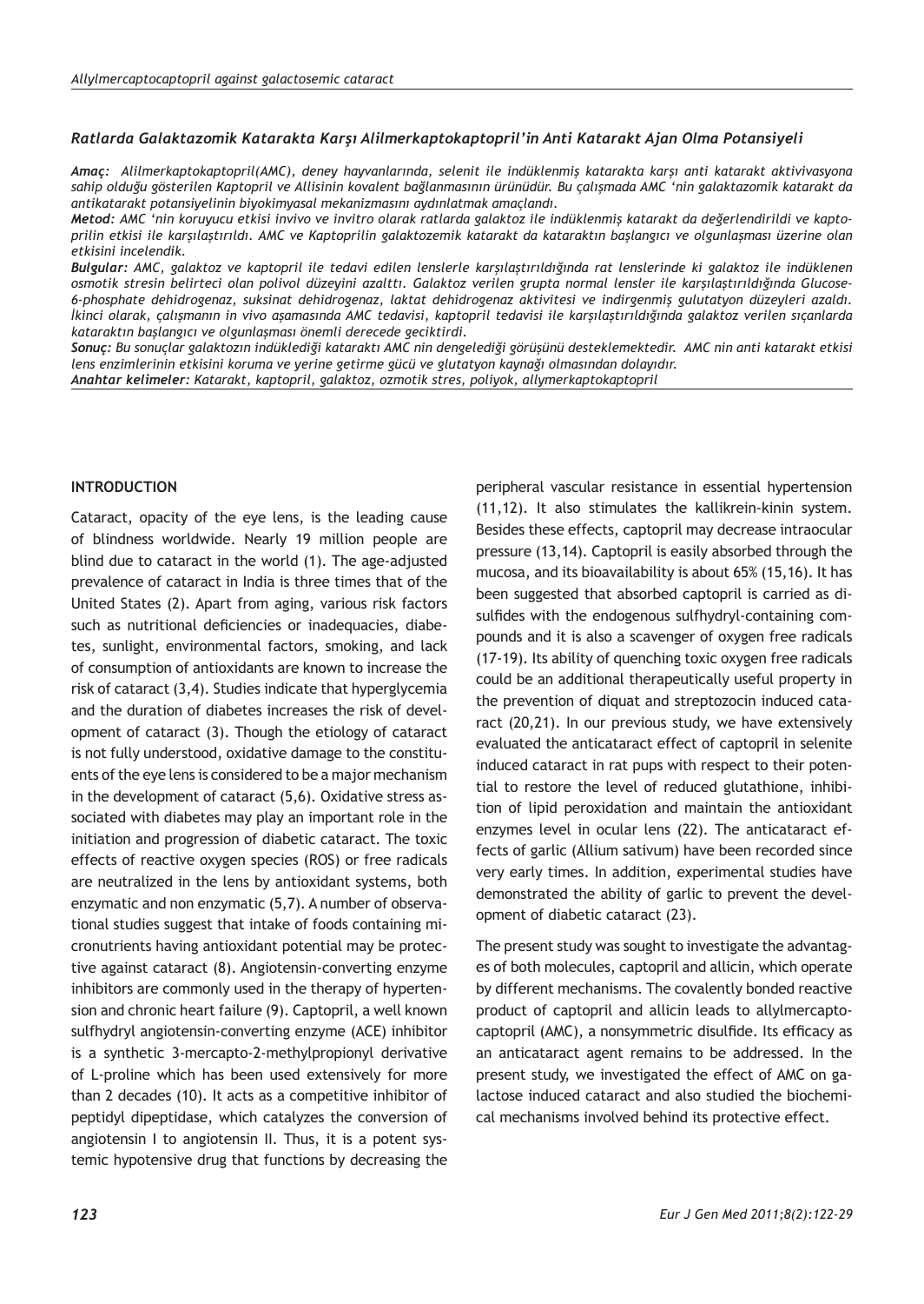### *Ratlarda Galaktazomik Katarakta Karşı Alilmerkaptokaptopril'in Anti Katarakt Ajan Olma Potansiyeli*

***Amaç:*** *Alilmerkaptokaptopril(AMC), deney hayvanlarında, selenit ile indüklenmiş katarakta karşı anti katarakt aktivivasyona sahip olduğu gösterilen Kaptopril ve Allisinin kovalent bağlanmasının ürünüdür. Bu çalışmada AMC 'nin galaktazomik katarakt da antikatarakt potansiyelinin biyokimyasal mekanizmasını aydınlatmak amaçlandı.*

***Metod:*** *AMC 'nin koruyucu etkisi invivo ve invitro olarak ratlarda galaktoz ile indüklenmiş katarakt da değerlendirildi ve kaptoprilin etkisi ile karşılaştırıldı. AMC ve Kaptoprilin galaktozemik katarakt da kataraktın başlangıcı ve olgunlaşması üzerine olan etkisini incelendik.*

***Bulgular:*** *AMC, galaktoz ve kaptopril ile tedavi edilen lenslerle karşılaştırıldığında rat lenslerinde ki galaktoz ile indüklenen osmotik stresin belirteci olan polivol düzeyini azalttı. Galaktoz verilen grupta normal lensler ile karşılaştırıldığında Glucose-6-phosphate dehidrogenaz, suksinat dehidrogenaz, laktat dehidrogenaz aktivitesi ve indirgenmiş gulutatyon düzeyleri azaldı. İkinci olarak, çalışmanın in vivo aşamasında AMC tedavisi, kaptopril tedavisi ile karşılaştırıldığında galaktoz verilen sıçanlarda kataraktın başlangıcı ve olgunlaşması önemli derecede geciktirdi.*

***Sonuç:*** *Bu sonuçlar galaktozın indüklediği kataraktı AMC nin dengelediği görüşünü desteklemektedir. AMC nin anti katarakt etkisi lens enzimlerinin etkisini koruma ve yerine getirme gücü ve glutatyon kaynağı olmasından dolayıdır.*

***Anahtar kelimeler:*** *Katarakt, kaptopril, galaktoz, ozmotik stres, poliyok, allymerkaptokaptopril*

## INTRODUCTION

Cataract, opacity of the eye lens, is the leading cause of blindness worldwide. Nearly 19 million people are blind due to cataract in the world (1). The age-adjusted prevalence of cataract in India is three times that of the United States (2). Apart from aging, various risk factors such as nutritional deficiencies or inadequacies, diabetes, sunlight, environmental factors, smoking, and lack of consumption of antioxidants are known to increase the risk of cataract (3,4). Studies indicate that hyperglycemia and the duration of diabetes increases the risk of development of cataract (3). Though the etiology of cataract is not fully understood, oxidative damage to the constituents of the eye lens is considered to be a major mechanism in the development of cataract (5,6). Oxidative stress associated with diabetes may play an important role in the initiation and progression of diabetic cataract. The toxic effects of reactive oxygen species (ROS) or free radicals are neutralized in the lens by antioxidant systems, both enzymatic and non enzymatic (5,7). A number of observational studies suggest that intake of foods containing micronutrients having antioxidant potential may be protective against cataract (8). Angiotensin-converting enzyme inhibitors are commonly used in the therapy of hypertension and chronic heart failure (9). Captopril, a well known sulfhydryl angiotensin-converting enzyme (ACE) inhibitor is a synthetic 3-mercapto-2-methylpropionyl derivative of L-proline which has been used extensively for more than 2 decades (10). It acts as a competitive inhibitor of peptidyl dipeptidase, which catalyzes the conversion of angiotensin I to angiotensin II. Thus, it is a potent systemic hypotensive drug that functions by decreasing the peripheral vascular resistance in essential hypertension (11,12). It also stimulates the kallikrein-kinin system. Besides these effects, captopril may decrease intraocular pressure (13,14). Captopril is easily absorbed through the mucosa, and its bioavailability is about 65% (15,16). It has been suggested that absorbed captopril is carried as disulfides with the endogenous sulfhydryl-containing compounds and it is also a scavenger of oxygen free radicals (17-19). Its ability of quenching toxic oxygen free radicals could be an additional therapeutically useful property in the prevention of diquat and streptozocin induced cataract (20,21). In our previous study, we have extensively evaluated the anticataract effect of captopril in selenite induced cataract in rat pups with respect to their potential to restore the level of reduced glutathione, inhibition of lipid peroxidation and maintain the antioxidant enzymes level in ocular lens (22). The anticataract effects of garlic (Allium sativum) have been recorded since very early times. In addition, experimental studies have demonstrated the ability of garlic to prevent the development of diabetic cataract (23).

The present study was sought to investigate the advantages of both molecules, captopril and allicin, which operate by different mechanisms. The covalently bonded reactive product of captopril and allicin leads to allylmercaptocaptopril (AMC), a nonsymmetric disulfide. Its efficacy as an anticataract agent remains to be addressed. In the present study, we investigated the effect of AMC on galactose induced cataract and also studied the biochemical mechanisms involved behind its protective effect.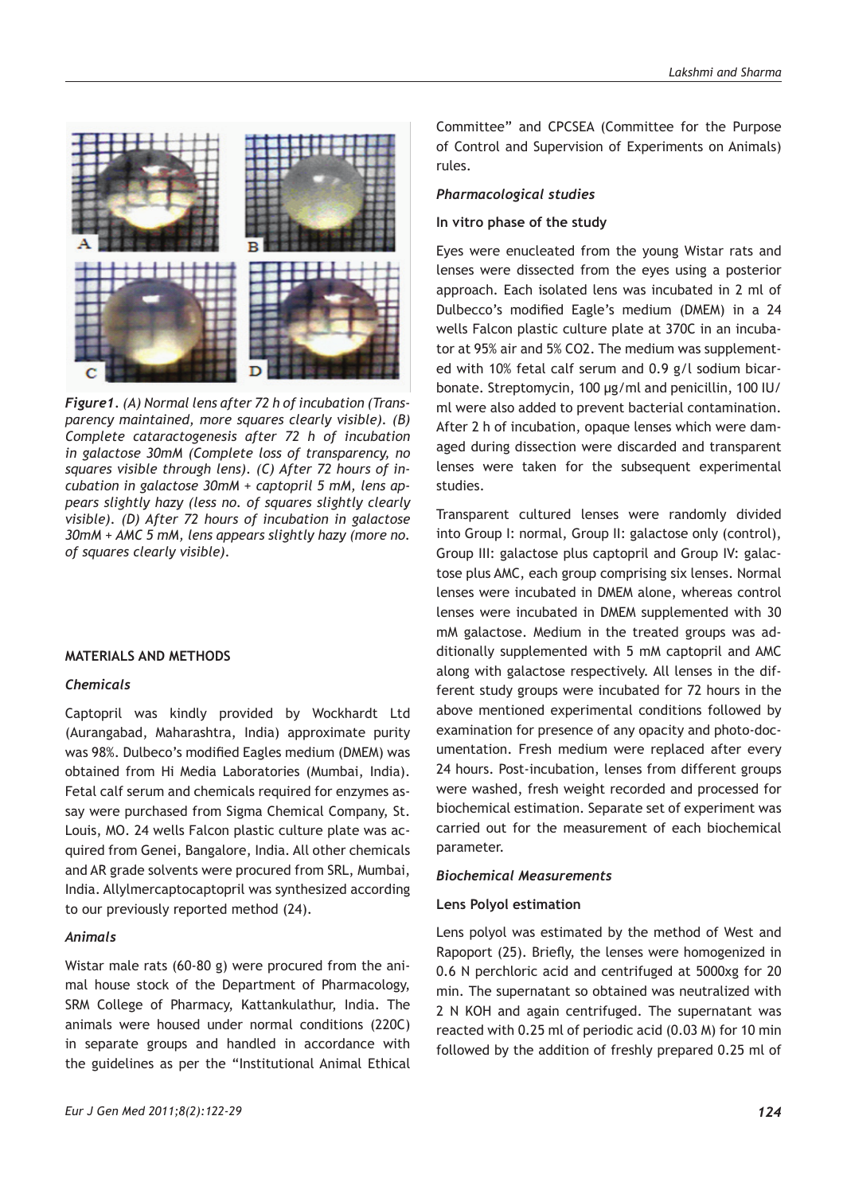*Figure1. (A) Normal lens after 72 h of incubation (Transparency maintained, more squares clearly visible). (B) Complete cataractogenesis after 72 h of incubation in galactose 30mM (Complete loss of transparency, no squares visible through lens). (C) After 72 hours of incubation in galactose 30mM + captopril 5 mM, lens appears slightly hazy (less no. of squares slightly clearly visible). (D) After 72 hours of incubation in galactose 30mM + AMC 5 mM, lens appears slightly hazy (more no. of squares clearly visible).*

## MATERIALS AND METHODS

### *Chemicals*

Captopril was kindly provided by Wockhardt Ltd (Aurangabad, Maharashtra, India) approximate purity was 98%. Dulbeco's modified Eagles medium (DMEM) was obtained from Hi Media Laboratories (Mumbai, India). Fetal calf serum and chemicals required for enzymes assay were purchased from Sigma Chemical Company, St. Louis, MO. 24 wells Falcon plastic culture plate was acquired from Genei, Bangalore, India. All other chemicals and AR grade solvents were procured from SRL, Mumbai, India. Allylmercaptocaptopril was synthesized according to our previously reported method (24).

### *Animals*

Wistar male rats (60-80 g) were procured from the animal house stock of the Department of Pharmacology, SRM College of Pharmacy, Kattankulathur, India. The animals were housed under normal conditions (22$^0$C) in separate groups and handled in accordance with the guidelines as per the "Institutional Animal Ethical Committee" and CPCSEA (Committee for the Purpose of Control and Supervision of Experiments on Animals) rules.

### *Pharmacological studies*

**In vitro phase of the study**

Eyes were enucleated from the young Wistar rats and lenses were dissected from the eyes using a posterior approach. Each isolated lens was incubated in 2 ml of Dulbecco's modified Eagle's medium (DMEM) in a 24 wells Falcon plastic culture plate at 37$^0$C in an incubator at 95% air and 5% $CO_2$. The medium was supplemented with 10% fetal calf serum and 0.9 g/l sodium bicarbonate. Streptomycin, 100 µg/ml and penicillin, 100 IU/ml were also added to prevent bacterial contamination. After 2 h of incubation, opaque lenses which were damaged during dissection were discarded and transparent lenses were taken for the subsequent experimental studies.

Transparent cultured lenses were randomly divided into Group I: normal, Group II: galactose only (control), Group III: galactose plus captopril and Group IV: galactose plus AMC, each group comprising six lenses. Normal lenses were incubated in DMEM alone, whereas control lenses were incubated in DMEM supplemented with 30 mM galactose. Medium in the treated groups was additionally supplemented with 5 mM captopril and AMC along with galactose respectively. All lenses in the different study groups were incubated for 72 hours in the above mentioned experimental conditions followed by examination for presence of any opacity and photo-documentation. Fresh medium were replaced after every 24 hours. Post-incubation, lenses from different groups were washed, fresh weight recorded and processed for biochemical estimation. Separate set of experiment was carried out for the measurement of each biochemical parameter.

### *Biochemical Measurements*

**Lens Polyol estimation**

Lens polyol was estimated by the method of West and Rapoport (25). Briefly, the lenses were homogenized in 0.6 N perchloric acid and centrifuged at 5000xg for 20 min. The supernatant so obtained was neutralized with 2 N KOH and again centrifuged. The supernatant was reacted with 0.25 ml of periodic acid (0.03 M) for 10 min followed by the addition of freshly prepared 0.25 ml of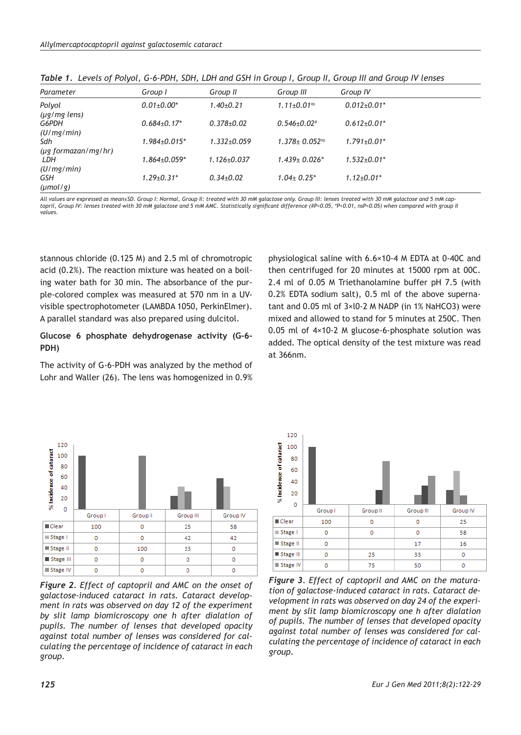*Table 1. Levels of Polyol, G-6-PDH, SDH, LDH and GSH in Group I, Group II, Group III and Group IV lenses*

| Parameter | Group I | Group II | Group III | Group IV |
|---|---|---|---|---|
| Polyol (µg/mg lens) | 0.01±0.00* | 1.40±0.21 | 1.11±0.01[ns] | 0.012±0.01* |
| G6PDH (U/mg/min) | 0.684±0.17* | 0.378±0.02 | 0.546±0.02# | 0.612±0.01* |
| Sdh (µg formazan/mg/hr) | 1.984±0.015* | 1.332±0.059 | 1.378± 0.052[ns] | 1.791±0.01* |
| LDH (U/mg/min) | 1.864±0.059* | 1.126±0.037 | 1.439± 0.026* | 1.532±0.01* |
| GSH (µmol/g) | 1.29±0.31* | 0.34±0.02 | 1.04± 0.25* | 1.12±0.01* |

*All values are expressed as mean±SD. Group I: Normal, Group II: treated with 30 mM galactose only. Group III: lenses treated with 30 mM galactose and 5 mM captopril, Group IV: lenses treated with 30 mM galactose and 5 mM AMC. Statistically significant difference (#P<0.05, *P<0.01, nsP<0.05) when compared with group II values.*

stannous chloride (0.125 M) and 2.5 ml of chromotropic acid (0.2%). The reaction mixture was heated on a boiling water bath for 30 min. The absorbance of the purple-colored complex was measured at 570 nm in a UV-visible spectrophotometer (LAMBDA 1050, PerkinElmer). A parallel standard was also prepared using dulcitol.

**Glucose 6 phosphate dehydrogenase activity (G-6-PDH)**

The activity of G-6-PDH was analyzed by the method of Lohr and Waller (26). The lens was homogenized in 0.9% physiological saline with 6.6×10-4 M EDTA at 0-40C and then centrifuged for 20 minutes at 15000 rpm at 00C. 2.4 ml of 0.05 M Triethanolamine buffer pH 7.5 (with 0.2% EDTA sodium salt), 0.5 ml of the above supernatant and 0.05 ml of 3×l0-2 M NADP (in 1% NaHCO3) were mixed and allowed to stand for 5 minutes at 250C. Then 0.05 ml of 4×10-2 M glucose-6-phosphate solution was added. The optical density of the test mixture was read at 366nm.

| % Incidence of cataract | Group I | Group II | Group III | Group IV |
|---|---|---|---|---|
| Clear | 100 | 0 | 25 | 58 |
| Stage I | 0 | 0 | 42 | 42 |
| Stage II | 0 | 100 | 33 | 0 |
| Stage III | 0 | 0 | 0 | 0 |
| Stage IV | 0 | 0 | 0 | 0 |

*Figure 2. Effect of captopril and AMC on the onset of galactose-induced cataract in rats. Cataract development in rats was observed on day 12 of the experiment by slit lamp biomicroscopy one h after dialation of pupils. The number of lenses that developed opacity against total number of lenses was considered for calculating the percentage of incidence of cataract in each group.*

| % Incidence of cataract | Group I | Group II | Group III | Group IV |
|---|---|---|---|---|
| Clear | 100 | 0 | 0 | 25 |
| Stage I | 0 | 0 | 0 | 58 |
| Stage II | 0 | | 17 | 16 |
| Stage III | 0 | 25 | 33 | 0 |
| Stage IV | 0 | 75 | 50 | 0 |

*Figure 3. Effect of captopril and AMC on the maturation of galactose-induced cataract in rats. Cataract development in rats was observed on day 24 of the experiment by slit lamp biomicroscopy one h after dialation of pupils. The number of lenses that developed opacity against total number of lenses was considered for calculating the percentage of incidence of cataract in each group.*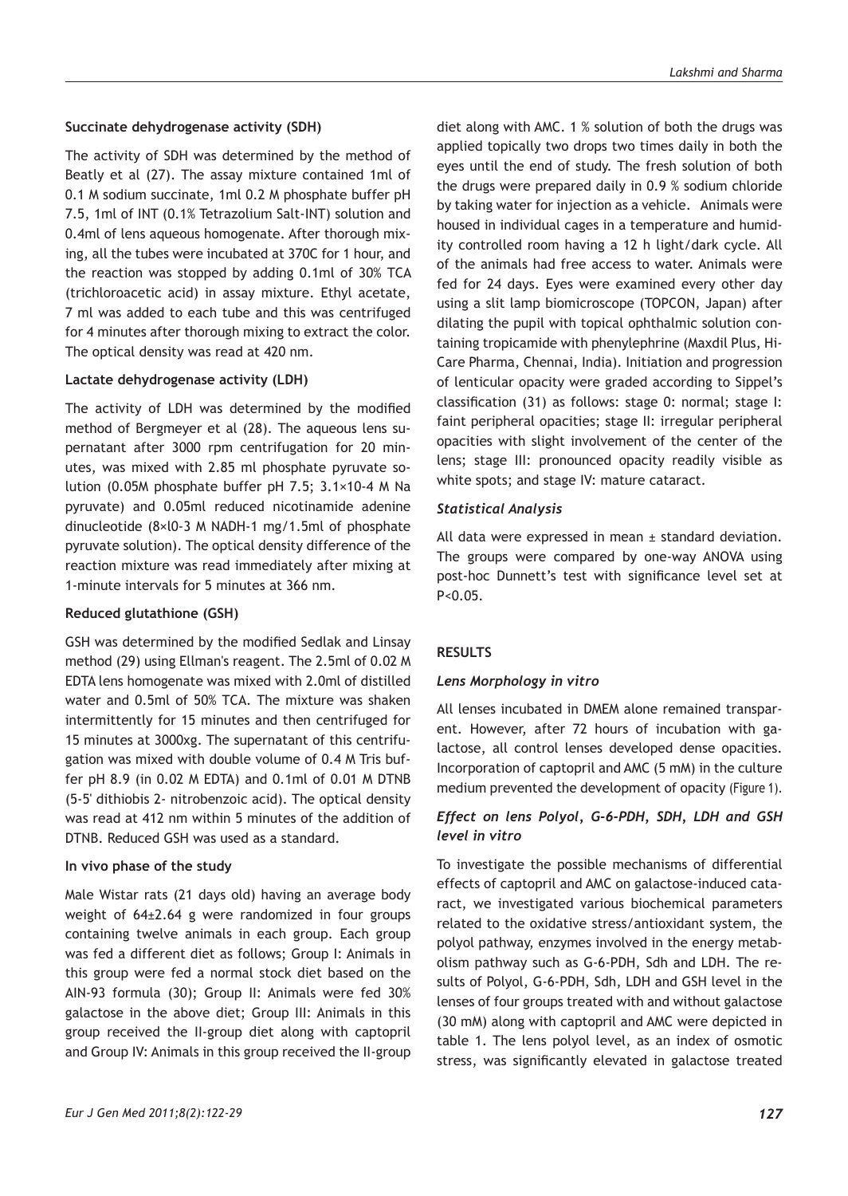**Succinate dehydrogenase activity (SDH)**

The activity of SDH was determined by the method of Beatly et al (27). The assay mixture contained 1ml of 0.1 M sodium succinate, 1ml 0.2 M phosphate buffer pH 7.5, 1ml of INT (0.1% Tetrazolium Salt-INT) solution and 0.4ml of lens aqueous homogenate. After thorough mixing, all the tubes were incubated at 370C for 1 hour, and the reaction was stopped by adding 0.1ml of 30% TCA (trichloroacetic acid) in assay mixture. Ethyl acetate, 7 ml was added to each tube and this was centrifuged for 4 minutes after thorough mixing to extract the color. The optical density was read at 420 nm.

**Lactate dehydrogenase activity (LDH)**

The activity of LDH was determined by the modified method of Bergmeyer et al (28). The aqueous lens supernatant after 3000 rpm centrifugation for 20 minutes, was mixed with 2.85 ml phosphate pyruvate solution (0.05M phosphate buffer pH 7.5; $3.1\times10^{-4}$ M Na pyruvate) and 0.05ml reduced nicotinamide adenine dinucleotide ($8\times10^{-3}$ M NADH-1 mg/1.5ml of phosphate pyruvate solution). The optical density difference of the reaction mixture was read immediately after mixing at 1-minute intervals for 5 minutes at 366 nm.

**Reduced glutathione (GSH)**

GSH was determined by the modified Sedlak and Linsay method (29) using Ellman's reagent. The 2.5ml of 0.02 M EDTA lens homogenate was mixed with 2.0ml of distilled water and 0.5ml of 50% TCA. The mixture was shaken intermittently for 15 minutes and then centrifuged for 15 minutes at 3000xg. The supernatant of this centrifugation was mixed with double volume of 0.4 M Tris buffer pH 8.9 (in 0.02 M EDTA) and 0.1ml of 0.01 M DTNB (5-5' dithiobis 2- nitrobenzoic acid). The optical density was read at 412 nm within 5 minutes of the addition of DTNB. Reduced GSH was used as a standard.

**In vivo phase of the study**

Male Wistar rats (21 days old) having an average body weight of 64±2.64 g were randomized in four groups containing twelve animals in each group. Each group was fed a different diet as follows; Group I: Animals in this group were fed a normal stock diet based on the AIN-93 formula (30); Group II: Animals were fed 30% galactose in the above diet; Group III: Animals in this group received the II-group diet along with captopril and Group IV: Animals in this group received the II-group diet along with AMC. 1 % solution of both the drugs was applied topically two drops two times daily in both the eyes until the end of study. The fresh solution of both the drugs were prepared daily in 0.9 % sodium chloride by taking water for injection as a vehicle. Animals were housed in individual cages in a temperature and humidity controlled room having a 12 h light/dark cycle. All of the animals had free access to water. Animals were fed for 24 days. Eyes were examined every other day using a slit lamp biomicroscope (TOPCON, Japan) after dilating the pupil with topical ophthalmic solution containing tropicamide with phenylephrine (Maxdil Plus, Hi-Care Pharma, Chennai, India). Initiation and progression of lenticular opacity were graded according to Sippel's classification (31) as follows: stage 0: normal; stage I: faint peripheral opacities; stage II: irregular peripheral opacities with slight involvement of the center of the lens; stage III: pronounced opacity readily visible as white spots; and stage IV: mature cataract.

### *Statistical Analysis*

All data were expressed in mean ± standard deviation. The groups were compared by one-way ANOVA using post-hoc Dunnett's test with significance level set at $P<0.05$.

## RESULTS

### *Lens Morphology in vitro*

All lenses incubated in DMEM alone remained transparent. However, after 72 hours of incubation with galactose, all control lenses developed dense opacities. Incorporation of captopril and AMC (5 mM) in the culture medium prevented the development of opacity (Figure 1).

### *Effect on lens Polyol, G-6-PDH, SDH, LDH and GSH level in vitro*

To investigate the possible mechanisms of differential effects of captopril and AMC on galactose-induced cataract, we investigated various biochemical parameters related to the oxidative stress/antioxidant system, the polyol pathway, enzymes involved in the energy metabolism pathway such as G-6-PDH, Sdh and LDH. The results of Polyol, G-6-PDH, Sdh, LDH and GSH level in the lenses of four groups treated with and without galactose (30 mM) along with captopril and AMC were depicted in table 1. The lens polyol level, as an index of osmotic stress, was significantly elevated in galactose treated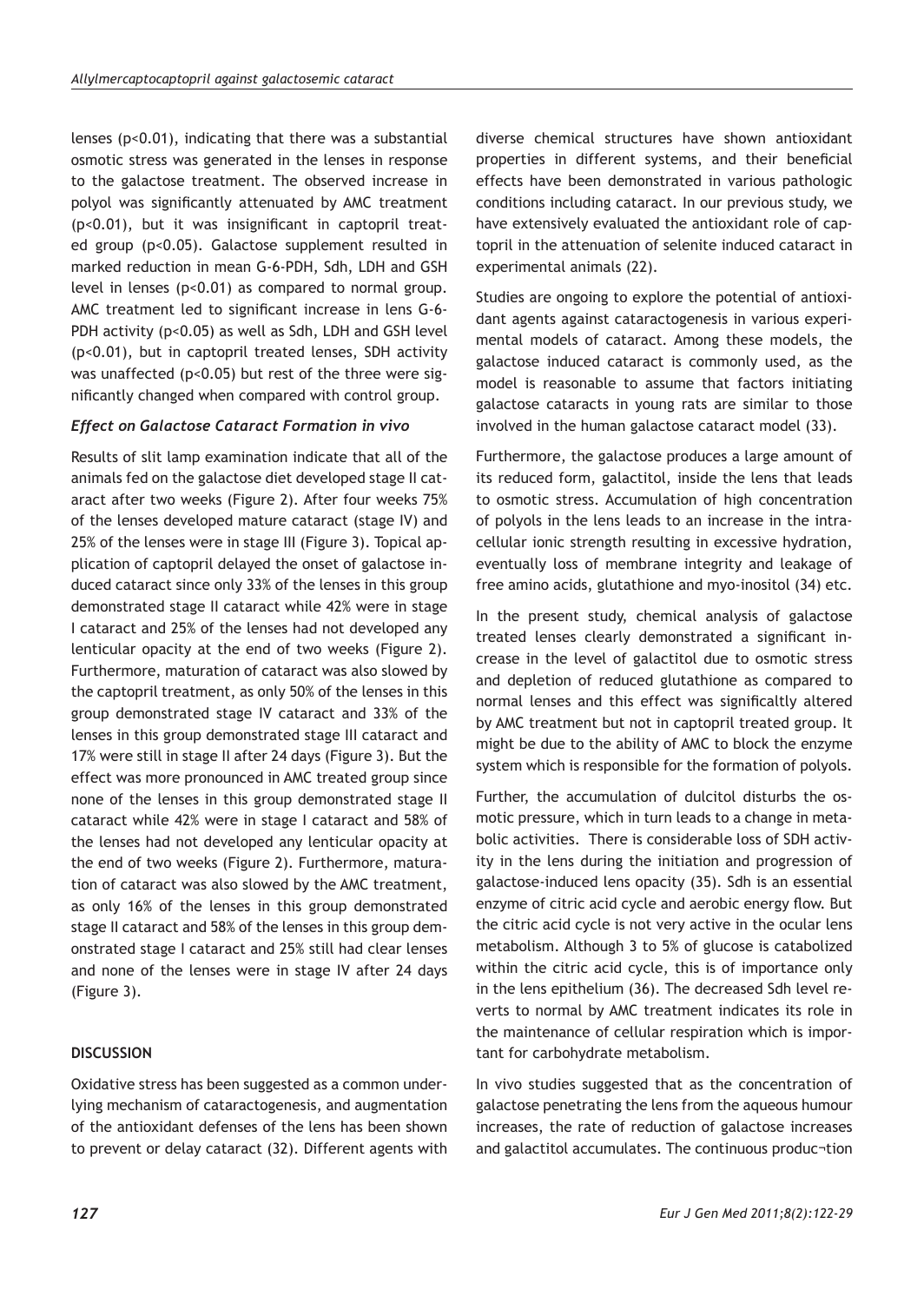lenses ($p<0.01$), indicating that there was a substantial osmotic stress was generated in the lenses in response to the galactose treatment. The observed increase in polyol was significantly attenuated by AMC treatment ($p<0.01$), but it was insignificant in captopril treated group ($p<0.05$). Galactose supplement resulted in marked reduction in mean G-6-PDH, Sdh, LDH and GSH level in lenses ($p<0.01$) as compared to normal group. AMC treatment led to significant increase in lens G-6-PDH activity ($p<0.05$) as well as Sdh, LDH and GSH level ($p<0.01$), but in captopril treated lenses, SDH activity was unaffected ($p<0.05$) but rest of the three were significantly changed when compared with control group.

### *Effect on Galactose Cataract Formation in vivo*

Results of slit lamp examination indicate that all of the animals fed on the galactose diet developed stage II cataract after two weeks (Figure 2). After four weeks 75% of the lenses developed mature cataract (stage IV) and 25% of the lenses were in stage III (Figure 3). Topical application of captopril delayed the onset of galactose induced cataract since only 33% of the lenses in this group demonstrated stage II cataract while 42% were in stage I cataract and 25% of the lenses had not developed any lenticular opacity at the end of two weeks (Figure 2). Furthermore, maturation of cataract was also slowed by the captopril treatment, as only 50% of the lenses in this group demonstrated stage IV cataract and 33% of the lenses in this group demonstrated stage III cataract and 17% were still in stage II after 24 days (Figure 3). But the effect was more pronounced in AMC treated group since none of the lenses in this group demonstrated stage II cataract while 42% were in stage I cataract and 58% of the lenses had not developed any lenticular opacity at the end of two weeks (Figure 2). Furthermore, maturation of cataract was also slowed by the AMC treatment, as only 16% of the lenses in this group demonstrated stage II cataract and 58% of the lenses in this group demonstrated stage I cataract and 25% still had clear lenses and none of the lenses were in stage IV after 24 days (Figure 3).

## DISCUSSION

Oxidative stress has been suggested as a common underlying mechanism of cataractogenesis, and augmentation of the antioxidant defenses of the lens has been shown to prevent or delay cataract (32). Different agents with diverse chemical structures have shown antioxidant properties in different systems, and their beneficial effects have been demonstrated in various pathologic conditions including cataract. In our previous study, we have extensively evaluated the antioxidant role of captopril in the attenuation of selenite induced cataract in experimental animals (22).

Studies are ongoing to explore the potential of antioxidant agents against cataractogenesis in various experimental models of cataract. Among these models, the galactose induced cataract is commonly used, as the model is reasonable to assume that factors initiating galactose cataracts in young rats are similar to those involved in the human galactose cataract model (33).

Furthermore, the galactose produces a large amount of its reduced form, galactitol, inside the lens that leads to osmotic stress. Accumulation of high concentration of polyols in the lens leads to an increase in the intracellular ionic strength resulting in excessive hydration, eventually loss of membrane integrity and leakage of free amino acids, glutathione and myo-inositol (34) etc.

In the present study, chemical analysis of galactose treated lenses clearly demonstrated a significant increase in the level of galactitol due to osmotic stress and depletion of reduced glutathione as compared to normal lenses and this effect was significaltly altered by AMC treatment but not in captopril treated group. It might be due to the ability of AMC to block the enzyme system which is responsible for the formation of polyols.

Further, the accumulation of dulcitol disturbs the osmotic pressure, which in turn leads to a change in metabolic activities. There is considerable loss of SDH activity in the lens during the initiation and progression of galactose-induced lens opacity (35). Sdh is an essential enzyme of citric acid cycle and aerobic energy flow. But the citric acid cycle is not very active in the ocular lens metabolism. Although 3 to 5% of glucose is catabolized within the citric acid cycle, this is of importance only in the lens epithelium (36). The decreased Sdh level reverts to normal by AMC treatment indicates its role in the maintenance of cellular respiration which is important for carbohydrate metabolism.

In vivo studies suggested that as the concentration of galactose penetrating the lens from the aqueous humour increases, the rate of reduction of galactose increases and galactitol accumulates. The continuous produc¬tion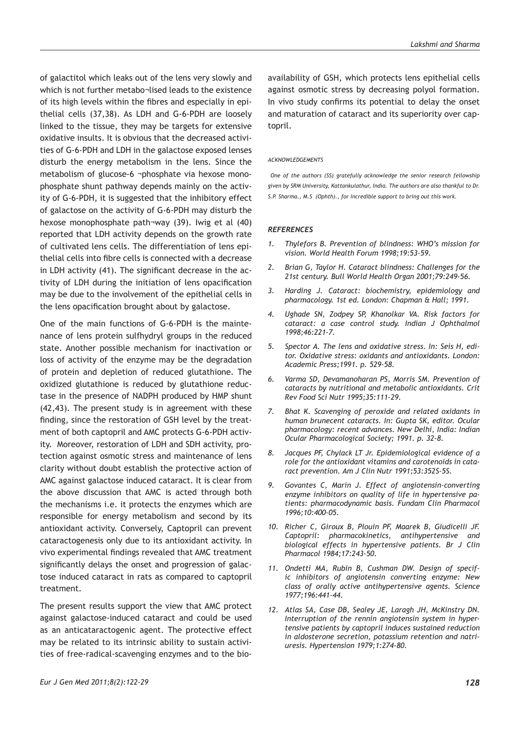of galactitol which leaks out of the lens very slowly and which is not further metabo¬lised leads to the existence of its high levels within the fibres and especially in epithelial cells (37,38). As LDH and G-6-PDH are loosely linked to the tissue, they may be targets for extensive oxidative insults. It is obvious that the decreased activities of G-6-PDH and LDH in the galactose exposed lenses disturb the energy metabolism in the lens. Since the metabolism of glucose-6 ¬phosphate via hexose monophosphate shunt pathway depends mainly on the activity of G-6-PDH, it is suggested that the inhibitory effect of galactose on the activity of G-6-PDH may disturb the hexose monophosphate path¬way (39). Iwig et al (40) reported that LDH activity depends on the growth rate of cultivated lens cells. The differentiation of lens epithelial cells into fibre cells is connected with a decrease in LDH activity (41). The significant decrease in the activity of LDH during the initiation of lens opacification may be due to the involvement of the epithelial cells in the lens opacification brought about by galactose.

One of the main functions of G-6-PDH is the maintenance of lens protein sulfhydryl groups in the reduced state. Another possible mechanism for inactivation or loss of activity of the enzyme may be the degradation of protein and depletion of reduced glutathione. The oxidized glutathione is reduced by glutathione reductase in the presence of NADPH produced by HMP shunt (42,43). The present study is in agreement with these finding, since the restoration of GSH level by the treatment of both captopril and AMC protects G-6-PDH activity. Moreover, restoration of LDH and SDH activity, protection against osmotic stress and maintenance of lens clarity without doubt establish the protective action of AMC against galactose induced cataract. It is clear from the above discussion that AMC is acted through both the mechanisms i.e. it protects the enzymes which are responsible for energy metabolism and second by its antioxidant activity. Conversely, Captopril can prevent cataractogenesis only due to its antioxidant activity. In vivo experimental findings revealed that AMC treatment significantly delays the onset and progression of galactose induced cataract in rats as compared to captopril treatment.

The present results support the view that AMC protect against galactose-induced cataract and could be used as an anticataractogenic agent. The protective effect may be related to its intrinsic ability to sustain activities of free-radical-scavenging enzymes and to the bioavailability of GSH, which protects lens epithelial cells against osmotic stress by decreasing polyol formation. In vivo study confirms its potential to delay the onset and maturation of cataract and its superiority over captopril.

###### ACKNOWLEDGEMENTS

*One of the authors (SS) gratefully acknowledge the senior research fellowship given by SRM University, Kattankulathur, India. The authors are also thankful to Dr. S.P. Sharma., M.S (Ophth)., for incredible support to bring out this work.*

### *REFERENCES*

1. *Thylefors B. Prevention of blindness: WHO's mission for vision. World Health Forum 1998;19:53-59.*
2. *Brian G, Taylor H. Cataract blindness: Challenges for the 21st century. Bull World Health Organ 2001;79:249-56.*
3. *Harding J. Cataract: biochemistry, epidemiology and pharmacology. 1st ed. London: Chapman & Hall; 1991.*
4. *Ughade SN, Zodpey SP, Khanolkar VA. Risk factors for cataract: a case control study. Indian J Ophthalmol 1998;46:221-7.*
5. *Spector A. The lens and oxidative stress. In: Seis H, editor. Oxidative stress: oxidants and antioxidants. London: Academic Press;1991. p. 529-58.*
6. *Varma SD, Devamanoharan PS, Morris SM. Prevention of cataracts by nutritional and metabolic antioxidants. Crit Rev Food Sci Nutr 1995;35:111-29.*
7. *Bhat K. Scavenging of peroxide and related oxidants in human brunecent cataracts. In: Gupta SK, editor. Ocular pharmacology: recent advances. New Delhi, India: Indian Ocular Pharmacological Society; 1991. p. 32-8.*
8. *Jacques PF, Chylack LT Jr. Epidemiological evidence of a role for the antioxidant vitamins and carotenoids in cataract prevention. Am J Clin Nutr 1991;53:352S-5S.*
9. *Govantes C, Marin J. Effect of angiotensin-converting enzyme inhibitors on quality of life in hypertensive patients: pharmacodynamic basis. Fundam Clin Pharmacol 1996;10:400-05.*
10. *Richer C, Giroux B, Plouin PF, Maarek B, Giudicelli JF. Captopril: pharmacokinetics, antihypertensive and biological effects in hypertensive patients. Br J Clin Pharmacol 1984;17:243-50.*
11. *Ondetti MA, Rubin B, Cushman DW. Design of specific inhibitors of angiotensin converting enzyme: New class of orally active antihypertensive agents. Science 1977;196:441-44.*
12. *Atlas SA, Case DB, Sealey JE, Laragh JH, McKinstry DN. Interruption of the rennin angiotensin system in hypertensive patients by captopril induces sustained reduction in aldosterone secretion, potassium retention and natriuresis. Hypertension 1979;1:274-80.*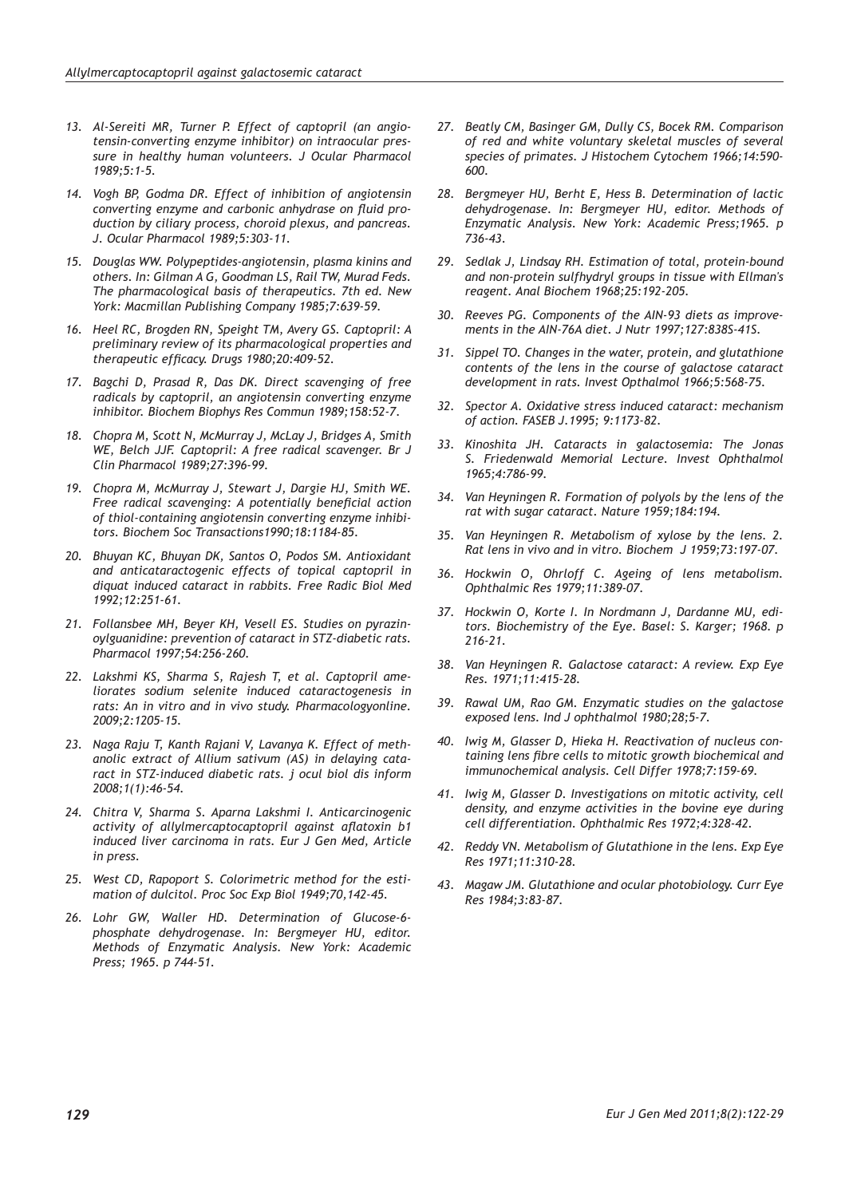13. Al-Sereiti MR, Turner P. Effect of captopril (an angiotensin-converting enzyme inhibitor) on intraocular pressure in healthy human volunteers. J Ocular Pharmacol 1989;5:1-5.

14. Vogh BP, Godma DR. Effect of inhibition of angiotensin converting enzyme and carbonic anhydrase on fluid production by ciliary process, choroid plexus, and pancreas. J. Ocular Pharmacol 1989;5:303-11.

15. Douglas WW. Polypeptides-angiotensin, plasma kinins and others. In: Gilman A G, Goodman LS, Rail TW, Murad Feds. The pharmacological basis of therapeutics. 7th ed. New York: Macmillan Publishing Company 1985;7:639-59.

16. Heel RC, Brogden RN, Speight TM, Avery GS. Captopril: A preliminary review of its pharmacological properties and therapeutic efficacy. Drugs 1980;20:409-52.

17. Bagchi D, Prasad R, Das DK. Direct scavenging of free radicals by captopril, an angiotensin converting enzyme inhibitor. Biochem Biophys Res Commun 1989;158:52-7.

18. Chopra M, Scott N, McMurray J, McLay J, Bridges A, Smith WE, Belch JJF. Captopril: A free radical scavenger. Br J Clin Pharmacol 1989;27:396-99.

19. Chopra M, McMurray J, Stewart J, Dargie HJ, Smith WE. Free radical scavenging: A potentially beneficial action of thiol-containing angiotensin converting enzyme inhibitors. Biochem Soc Transactions1990;18:1184-85.

20. Bhuyan KC, Bhuyan DK, Santos O, Podos SM. Antioxidant and anticataractogenic effects of topical captopril in diquat induced cataract in rabbits. Free Radic Biol Med 1992;12:251-61.

21. Follansbee MH, Beyer KH, Vesell ES. Studies on pyrazinoylguanidine: prevention of cataract in STZ-diabetic rats. Pharmacol 1997;54:256-260.

22. Lakshmi KS, Sharma S, Rajesh T, et al. Captopril ameliorates sodium selenite induced cataractogenesis in rats: An in vitro and in vivo study. Pharmacologyonline. 2009;2:1205-15.

23. Naga Raju T, Kanth Rajani V, Lavanya K. Effect of methanolic extract of Allium sativum (AS) in delaying cataract in STZ-induced diabetic rats. j ocul biol dis inform 2008;1(1):46-54.

24. Chitra V, Sharma S. Aparna Lakshmi I. Anticarcinogenic activity of allylmercaptocaptopril against aflatoxin b1 induced liver carcinoma in rats. Eur J Gen Med, Article in press.

25. West CD, Rapoport S. Colorimetric method for the estimation of dulcitol. Proc Soc Exp Biol 1949;70,142-45.

26. Lohr GW, Waller HD. Determination of Glucose-6-phosphate dehydrogenase. In: Bergmeyer HU, editor. Methods of Enzymatic Analysis. New York: Academic Press; 1965. p 744-51.

27. Beatly CM, Basinger GM, Dully CS, Bocek RM. Comparison of red and white voluntary skeletal muscles of several species of primates. J Histochem Cytochem 1966;14:590-600.

28. Bergmeyer HU, Berht E, Hess B. Determination of lactic dehydrogenase. In: Bergmeyer HU, editor. Methods of Enzymatic Analysis. New York: Academic Press;1965. p 736-43.

29. Sedlak J, Lindsay RH. Estimation of total, protein-bound and non-protein sulfhydryl groups in tissue with Ellman's reagent. Anal Biochem 1968;25:192-205.

30. Reeves PG. Components of the AIN-93 diets as improvements in the AIN-76A diet. J Nutr 1997;127:838S-41S.

31. Sippel TO. Changes in the water, protein, and glutathione contents of the lens in the course of galactose cataract development in rats. Invest Opthalmol 1966;5:568-75.

32. Spector A. Oxidative stress induced cataract: mechanism of action. FASEB J.1995; 9:1173-82.

33. Kinoshita JH. Cataracts in galactosemia: The Jonas S. Friedenwald Memorial Lecture. Invest Ophthalmol 1965;4:786-99.

34. Van Heyningen R. Formation of polyols by the lens of the rat with sugar cataract. Nature 1959;184:194.

35. Van Heyningen R. Metabolism of xylose by the lens. 2. Rat lens in vivo and in vitro. Biochem J 1959;73:197-07.

36. Hockwin O, Ohrloff C. Ageing of lens metabolism. Ophthalmic Res 1979;11:389-07.

37. Hockwin O, Korte I. In Nordmann J, Dardanne MU, editors. Biochemistry of the Eye. Basel: S. Karger; 1968. p 216-21.

38. Van Heyningen R. Galactose cataract: A review. Exp Eye Res. 1971;11:415-28.

39. Rawal UM, Rao GM. Enzymatic studies on the galactose exposed lens. Ind J ophthalmol 1980;28;5-7.

40. Iwig M, Glasser D, Hieka H. Reactivation of nucleus containing lens fibre cells to mitotic growth biochemical and immunochemical analysis. Cell Differ 1978;7:159-69.

41. Iwig M, Glasser D. Investigations on mitotic activity, cell density, and enzyme activities in the bovine eye during cell differentiation. Ophthalmic Res 1972;4:328-42.

42. Reddy VN. Metabolism of Glutathione in the lens. Exp Eye Res 1971;11:310-28.

43. Magaw JM. Glutathione and ocular photobiology. Curr Eye Res 1984;3:83-87.